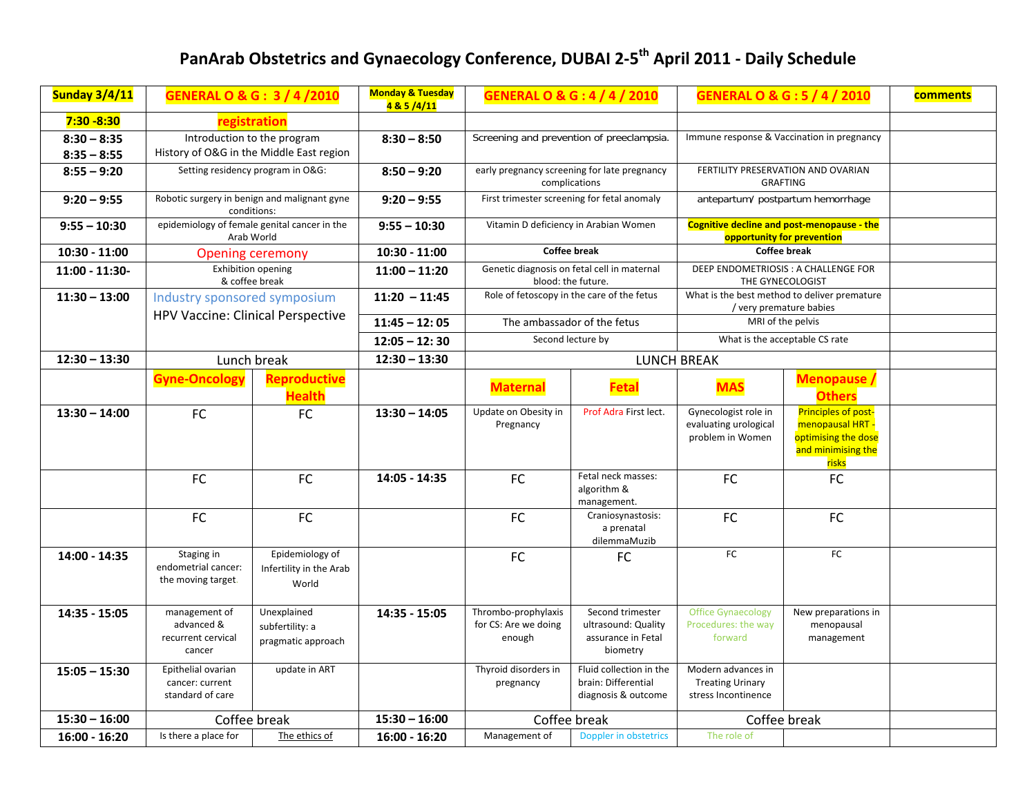# PanArab Obstetrics and Gynaecology Conference, DUBAI 2-5th April 2011 - Daily Schedule

| Sunday 3/4/11 | GENERAL O & G : 3 / 4 /2010 | | Monday & Tuesday 4 & 5 /4/11 | GENERAL O & G : 4 / 4 / 2010 | | GENERAL O & G : 5 / 4 / 2010 | | comments |
|---|---|---|---|---|---|---|---|---|
| 7:30 -8:30 | registration | | | | | | | |
| 8:30 – 8:35<br>8:35 – 8:55 | Introduction to the program<br>History of O&G in the Middle East region | | 8:30 – 8:50 | Screening and prevention of preeclampsia. | | Immune response & Vaccination in pregnancy | | |
| 8:55 – 9:20 | Setting residency program in O&G: | | 8:50 – 9:20 | early pregnancy screening for late pregnancy complications | | FERTILITY PRESERVATION AND OVARIAN GRAFTING | | |
| 9:20 – 9:55 | Robotic surgery in benign and malignant gyne conditions: | | 9:20 – 9:55 | First trimester screening for fetal anomaly | | antepartum/ postpartum hemorrhage | | |
| 9:55 – 10:30 | epidemiology of female genital cancer in the Arab World | | 9:55 – 10:30 | Vitamin D deficiency in Arabian Women | | **Cognitive decline and post-menopause - the opportunity for prevention** | | |
| 10:30 - 11:00 | Opening ceremony | | 10:30 - 11:00 | **Coffee break** | | **Coffee break** | | |
| 11:00 - 11:30- | Exhibition opening<br>& coffee break | | 11:00 – 11:20 | Genetic diagnosis on fetal cell in maternal blood: the future. | | DEEP ENDOMETRIOSIS : A CHALLENGE FOR THE GYNECOLOGIST | | |
| 11:30 – 13:00 | Industry sponsored symposium<br>HPV Vaccine: Clinical Perspective | | 11:20 – 11:45 | Role of fetoscopy in the care of the fetus | | What is the best method to deliver premature / very premature babies | | |
| | | | 11:45 – 12: 05 | The ambassador of the fetus | | MRI of the pelvis | | |
| | | | 12:05 – 12: 30 | Second lecture by | | What is the acceptable CS rate | | |
| 12:30 – 13:30 | Lunch break | | 12:30 – 13:30 | LUNCH BREAK | | | | |
| | Gyne-Oncology | Reproductive Health | | Maternal | Fetal | MAS | Menopause / Others | |
| 13:30 – 14:00 | FC | FC | 13:30 – 14:05 | Update on Obesity in Pregnancy | Prof Adra First lect. | Gynecologist role in evaluating urological problem in Women | Principles of post-menopausal HRT - optimising the dose and minimising the risks | |
| | FC | FC | 14:05 - 14:35 | FC | Fetal neck masses: algorithm & management. | FC | FC | |
| | FC | FC | | FC | Craniosynastosis: a prenatal dilemmaMuzib | FC | FC | |
| 14:00 - 14:35 | Staging in endometrial cancer: the moving target. | Epidemiology of Infertility in the Arab World | | FC | FC | FC | FC | |
| 14:35 - 15:05 | management of advanced & recurrent cervical cancer | Unexplained subfertility: a pragmatic approach | 14:35 - 15:05 | Thrombo-prophylaxis for CS: Are we doing enough | Second trimester ultrasound: Quality assurance in Fetal biometry | Office Gynaecology Procedures: the way forward | New preparations in menopausal management | |
| 15:05 – 15:30 | Epithelial ovarian cancer: current standard of care | update in ART | | Thyroid disorders in pregnancy | Fluid collection in the brain: Differential diagnosis & outcome | Modern advances in Treating Urinary stress Incontinence | | |
| 15:30 – 16:00 | Coffee break | | 15:30 – 16:00 | Coffee break | | Coffee break | | |
| 16:00 - 16:20 | Is there a place for | The ethics of | 16:00 - 16:20 | Management of | Doppler in obstetrics | The role of | | |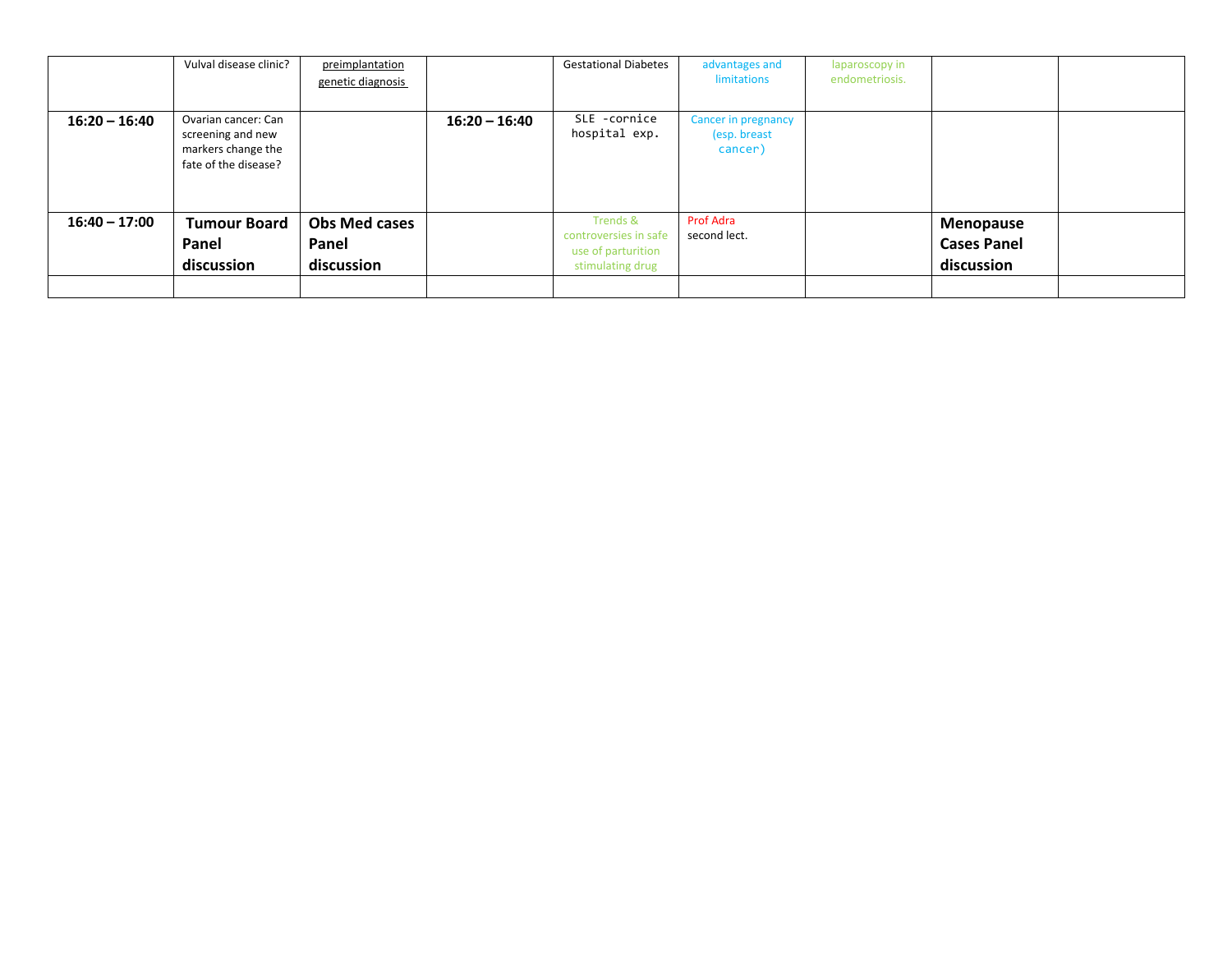| | | | | | | | | |
|---|---|---|---|---|---|---|---|---|
| | Vulval disease clinic? | preimplantation genetic diagnosis | | Gestational Diabetes | advantages and limitations | laparoscopy in endometriosis. | | |
| **16:20 – 16:40** | Ovarian cancer: Can screening and new markers change the fate of the disease? | | **16:20 – 16:40** | SLE -cornice hospital exp. | Cancer in pregnancy (esp. breast cancer) | | | |
| **16:40 – 17:00** | **Tumour Board Panel discussion** | **Obs Med cases Panel discussion** | | Trends & controversies in safe use of parturition stimulating drug | Prof Adra second lect. | | **Menopause Cases Panel discussion** | |
| | | | | | | | | |